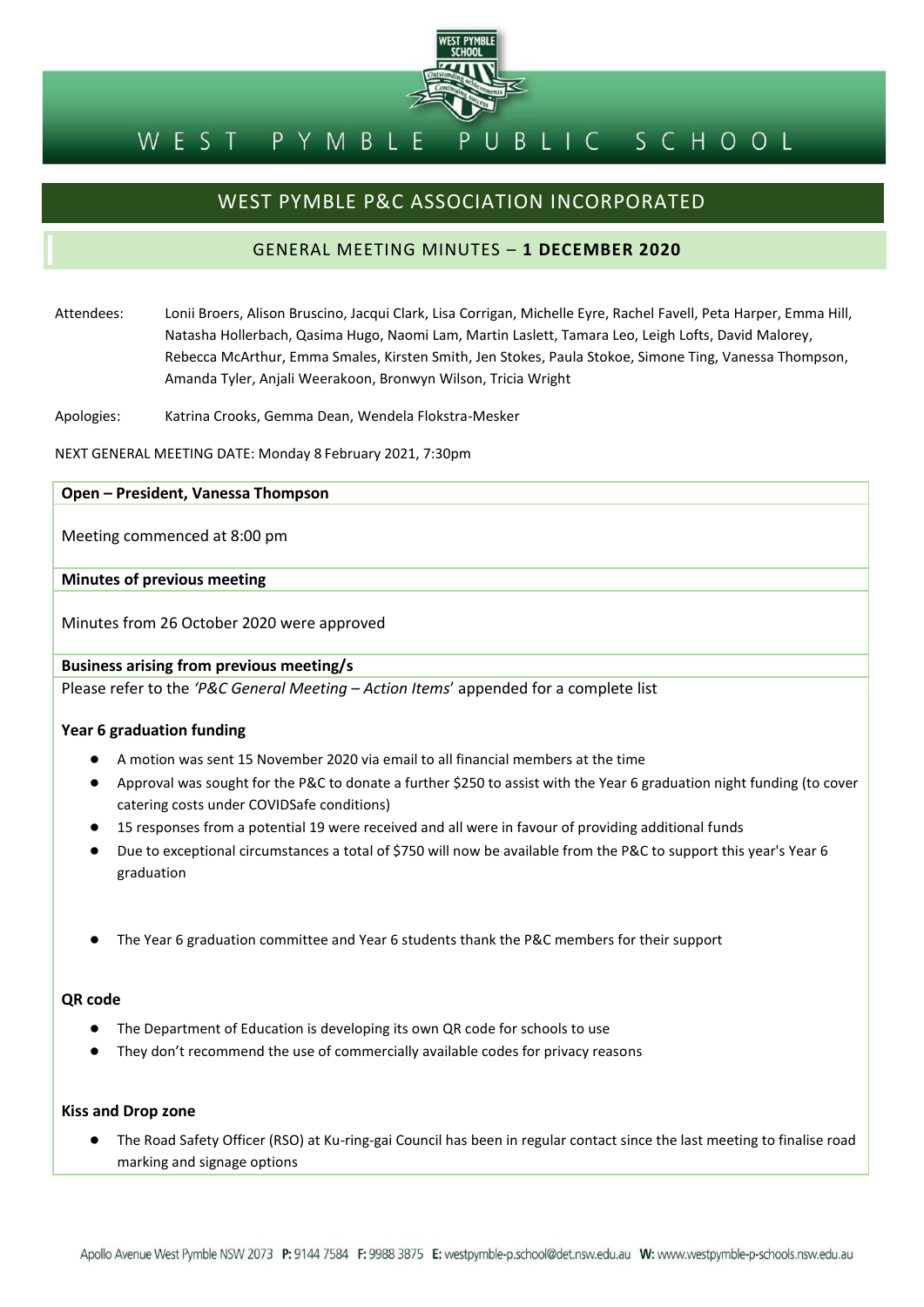# WEST PYMBLE PUBLIC SCHOOL

## WEST PYMBLE P&C ASSOCIATION INCORPORATED

### GENERAL MEETING MINUTES – **1 DECEMBER 2020**

Attendees: Lonii Broers, Alison Bruscino, Jacqui Clark, Lisa Corrigan, Michelle Eyre, Rachel Favell, Peta Harper, Emma Hill, Natasha Hollerbach, Qasima Hugo, Naomi Lam, Martin Laslett, Tamara Leo, Leigh Lofts, David Malorey, Rebecca McArthur, Emma Smales, Kirsten Smith, Jen Stokes, Paula Stokoe, Simone Ting, Vanessa Thompson, Amanda Tyler, Anjali Weerakoon, Bronwyn Wilson, Tricia Wright

Apologies: Katrina Crooks, Gemma Dean, Wendela Flokstra-Mesker

NEXT GENERAL MEETING DATE: Monday 8 February 2021, 7:30pm

**Open – President, Vanessa Thompson**

Meeting commenced at 8:00 pm

**Minutes of previous meeting**

Minutes from 26 October 2020 were approved

**Business arising from previous meeting/s**

Please refer to the *'P&C General Meeting – Action Items'* appended for a complete list

**Year 6 graduation funding**

- A motion was sent 15 November 2020 via email to all financial members at the time
- Approval was sought for the P&C to donate a further $250 to assist with the Year 6 graduation night funding (to cover catering costs under COVIDSafe conditions)
- 15 responses from a potential 19 were received and all were in favour of providing additional funds
- Due to exceptional circumstances a total of $750 will now be available from the P&C to support this year's Year 6 graduation
- The Year 6 graduation committee and Year 6 students thank the P&C members for their support

**QR code**

- The Department of Education is developing its own QR code for schools to use
- They don't recommend the use of commercially available codes for privacy reasons

**Kiss and Drop zone**

- The Road Safety Officer (RSO) at Ku-ring-gai Council has been in regular contact since the last meeting to finalise road marking and signage options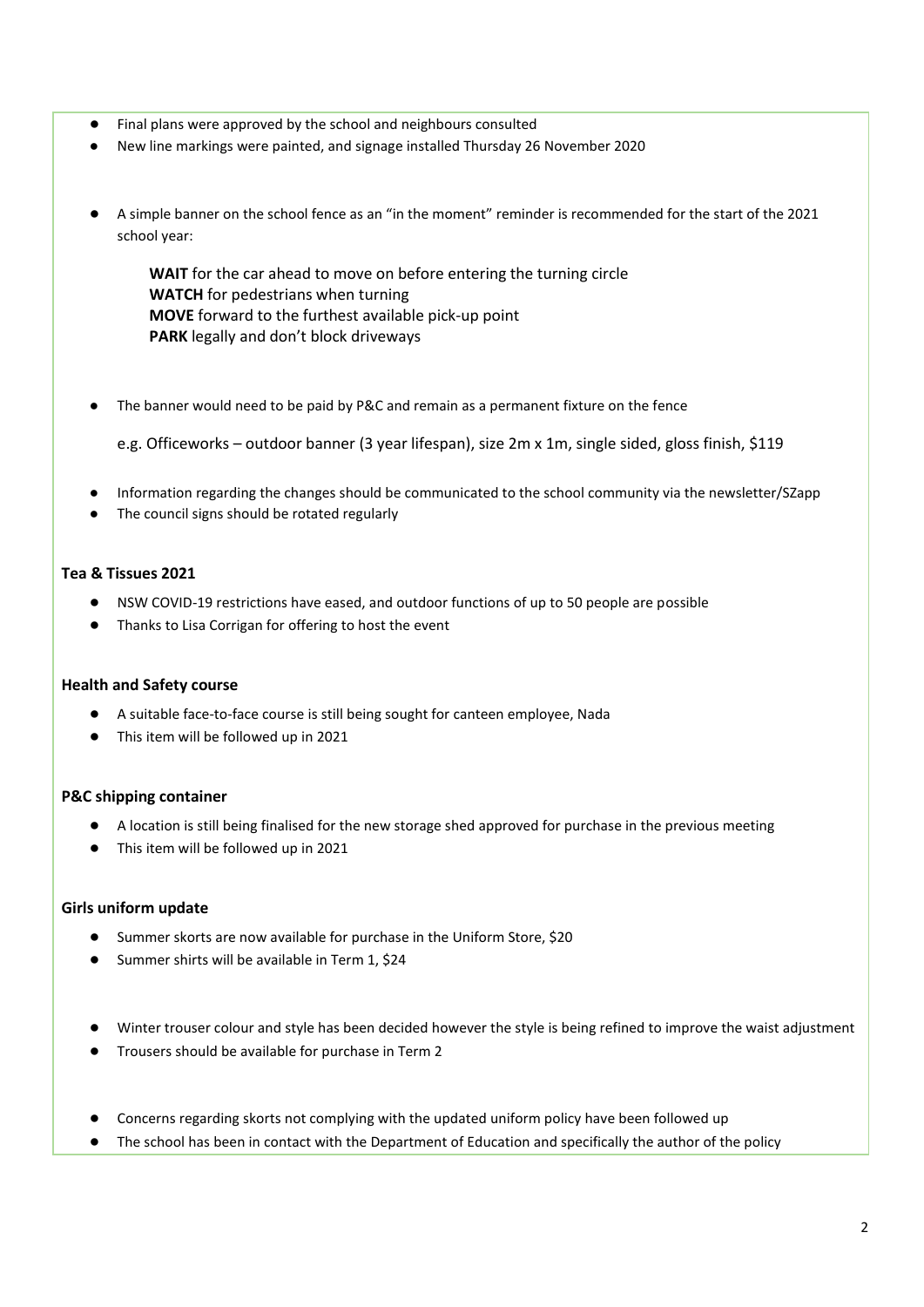- Final plans were approved by the school and neighbours consulted
- New line markings were painted, and signage installed Thursday 26 November 2020

- A simple banner on the school fence as an "in the moment" reminder is recommended for the start of the 2021 school year:

  **WAIT** for the car ahead to move on before entering the turning circle
  **WATCH** for pedestrians when turning
  **MOVE** forward to the furthest available pick-up point
  **PARK** legally and don't block driveways

- The banner would need to be paid by P&C and remain as a permanent fixture on the fence

  e.g. Officeworks – outdoor banner (3 year lifespan), size 2m x 1m, single sided, gloss finish, $119

- Information regarding the changes should be communicated to the school community via the newsletter/SZapp
- The council signs should be rotated regularly

**Tea & Tissues 2021**

- NSW COVID-19 restrictions have eased, and outdoor functions of up to 50 people are possible
- Thanks to Lisa Corrigan for offering to host the event

**Health and Safety course**

- A suitable face-to-face course is still being sought for canteen employee, Nada
- This item will be followed up in 2021

**P&C shipping container**

- A location is still being finalised for the new storage shed approved for purchase in the previous meeting
- This item will be followed up in 2021

**Girls uniform update**

- Summer skorts are now available for purchase in the Uniform Store, $20
- Summer shirts will be available in Term 1, $24

- Winter trouser colour and style has been decided however the style is being refined to improve the waist adjustment
- Trousers should be available for purchase in Term 2

- Concerns regarding skorts not complying with the updated uniform policy have been followed up
- The school has been in contact with the Department of Education and specifically the author of the policy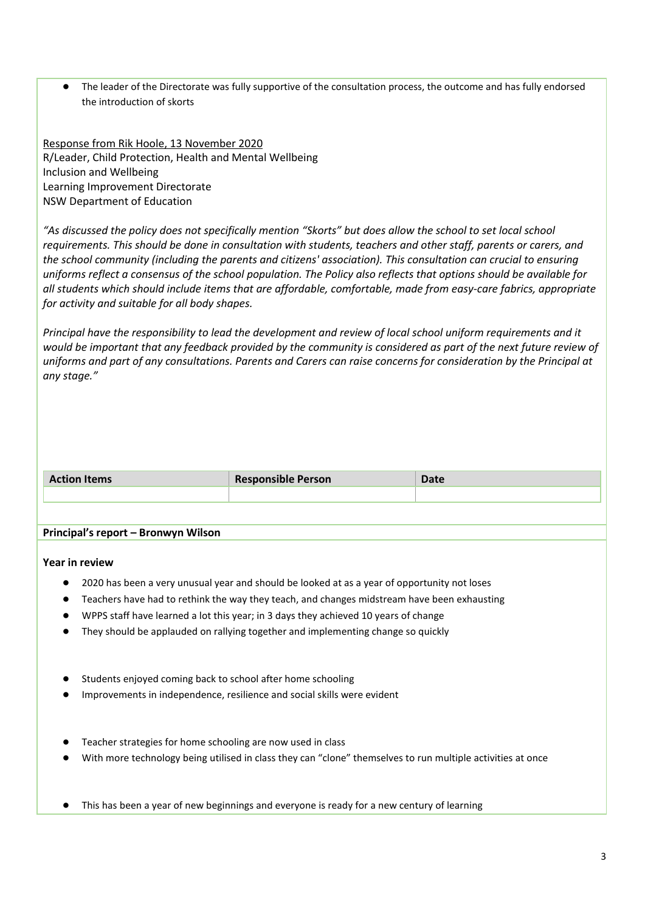- The leader of the Directorate was fully supportive of the consultation process, the outcome and has fully endorsed the introduction of skorts

Response from Rik Hoole, 13 November 2020
R/Leader, Child Protection, Health and Mental Wellbeing
Inclusion and Wellbeing
Learning Improvement Directorate
NSW Department of Education

*"As discussed the policy does not specifically mention "Skorts" but does allow the school to set local school requirements. This should be done in consultation with students, teachers and other staff, parents or carers, and the school community (including the parents and citizens' association). This consultation can crucial to ensuring uniforms reflect a consensus of the school population. The Policy also reflects that options should be available for all students which should include items that are affordable, comfortable, made from easy-care fabrics, appropriate for activity and suitable for all body shapes.*

*Principal have the responsibility to lead the development and review of local school uniform requirements and it would be important that any feedback provided by the community is considered as part of the next future review of uniforms and part of any consultations. Parents and Carers can raise concerns for consideration by the Principal at any stage."*

| Action Items | Responsible Person | Date |
| --- | --- | --- |
| | | |

**Principal's report – Bronwyn Wilson**

**Year in review**

- 2020 has been a very unusual year and should be looked at as a year of opportunity not loses
- Teachers have had to rethink the way they teach, and changes midstream have been exhausting
- WPPS staff have learned a lot this year; in 3 days they achieved 10 years of change
- They should be applauded on rallying together and implementing change so quickly

- Students enjoyed coming back to school after home schooling
- Improvements in independence, resilience and social skills were evident

- Teacher strategies for home schooling are now used in class
- With more technology being utilised in class they can "clone" themselves to run multiple activities at once

- This has been a year of new beginnings and everyone is ready for a new century of learning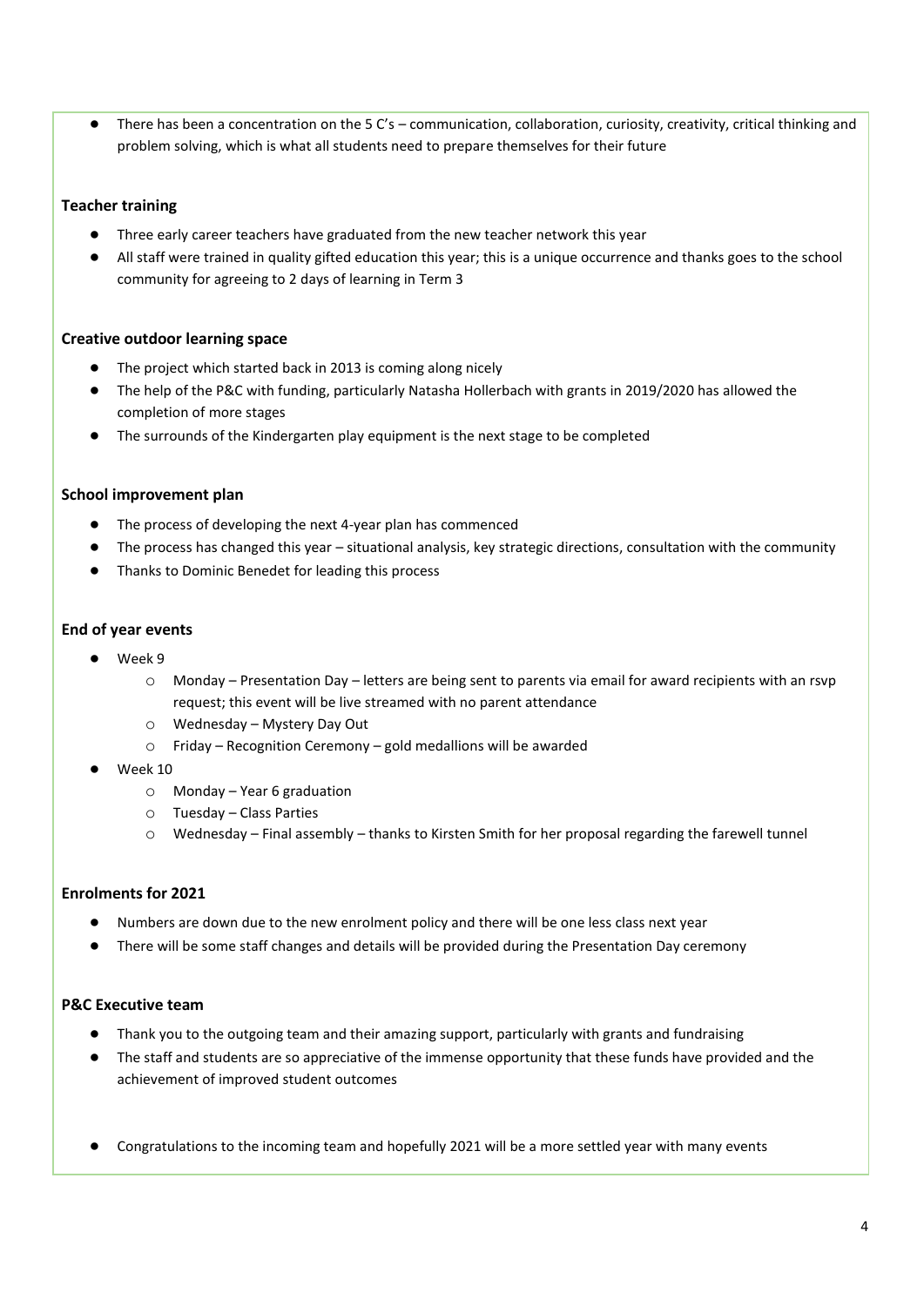- There has been a concentration on the 5 C's – communication, collaboration, curiosity, creativity, critical thinking and problem solving, which is what all students need to prepare themselves for their future

**Teacher training**

- Three early career teachers have graduated from the new teacher network this year
- All staff were trained in quality gifted education this year; this is a unique occurrence and thanks goes to the school community for agreeing to 2 days of learning in Term 3

**Creative outdoor learning space**

- The project which started back in 2013 is coming along nicely
- The help of the P&C with funding, particularly Natasha Hollerbach with grants in 2019/2020 has allowed the completion of more stages
- The surrounds of the Kindergarten play equipment is the next stage to be completed

**School improvement plan**

- The process of developing the next 4-year plan has commenced
- The process has changed this year – situational analysis, key strategic directions, consultation with the community
- Thanks to Dominic Benedet for leading this process

**End of year events**

- Week 9
  - Monday – Presentation Day – letters are being sent to parents via email for award recipients with an rsvp request; this event will be live streamed with no parent attendance
  - Wednesday – Mystery Day Out
  - Friday – Recognition Ceremony – gold medallions will be awarded
- Week 10
  - Monday – Year 6 graduation
  - Tuesday – Class Parties
  - Wednesday – Final assembly – thanks to Kirsten Smith for her proposal regarding the farewell tunnel

**Enrolments for 2021**

- Numbers are down due to the new enrolment policy and there will be one less class next year
- There will be some staff changes and details will be provided during the Presentation Day ceremony

**P&C Executive team**

- Thank you to the outgoing team and their amazing support, particularly with grants and fundraising
- The staff and students are so appreciative of the immense opportunity that these funds have provided and the achievement of improved student outcomes
- Congratulations to the incoming team and hopefully 2021 will be a more settled year with many events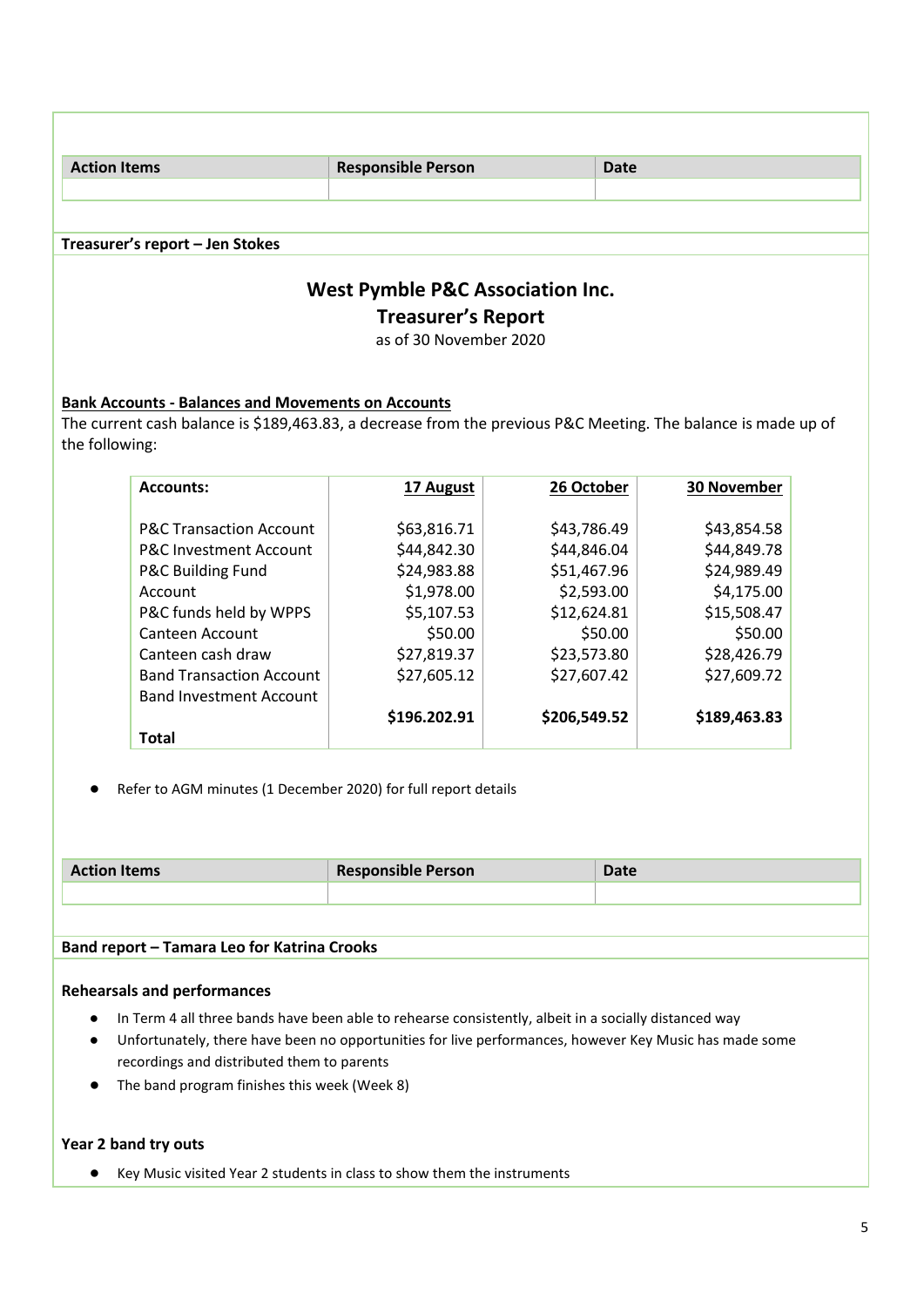| Action Items | Responsible Person | Date |
|---|---|---|
| | | |

**Treasurer's report – Jen Stokes**

## West Pymble P&C Association Inc.

## Treasurer's Report

as of 30 November 2020

**Bank Accounts - Balances and Movements on Accounts**

The current cash balance is $189,463.83, a decrease from the previous P&C Meeting. The balance is made up of the following:

| Accounts: | 17 August | 26 October | 30 November |
|---|---|---|---|
| P&C Transaction Account | $63,816.71 | $43,786.49 | $43,854.58 |
| P&C Investment Account | $44,842.30 | $44,846.04 | $44,849.78 |
| P&C Building Fund Account | $24,983.88 | $51,467.96 | $24,989.49 |
| P&C funds held by WPPS | $1,978.00 | $2,593.00 | $4,175.00 |
| Canteen Account | $5,107.53 | $12,624.81 | $15,508.47 |
| Canteen cash draw | $50.00 | $50.00 | $50.00 |
| Band Transaction Account | $27,819.37 | $23,573.80 | $28,426.79 |
| Band Investment Account | $27,605.12 | $27,607.42 | $27,609.72 |
| **Total** | **$196.202.91** | **$206,549.52** | **$189,463.83** |

- Refer to AGM minutes (1 December 2020) for full report details

| Action Items | Responsible Person | Date |
|---|---|---|
| | | |

**Band report – Tamara Leo for Katrina Crooks**

**Rehearsals and performances**

- In Term 4 all three bands have been able to rehearse consistently, albeit in a socially distanced way
- Unfortunately, there have been no opportunities for live performances, however Key Music has made some recordings and distributed them to parents
- The band program finishes this week (Week 8)

**Year 2 band try outs**

- Key Music visited Year 2 students in class to show them the instruments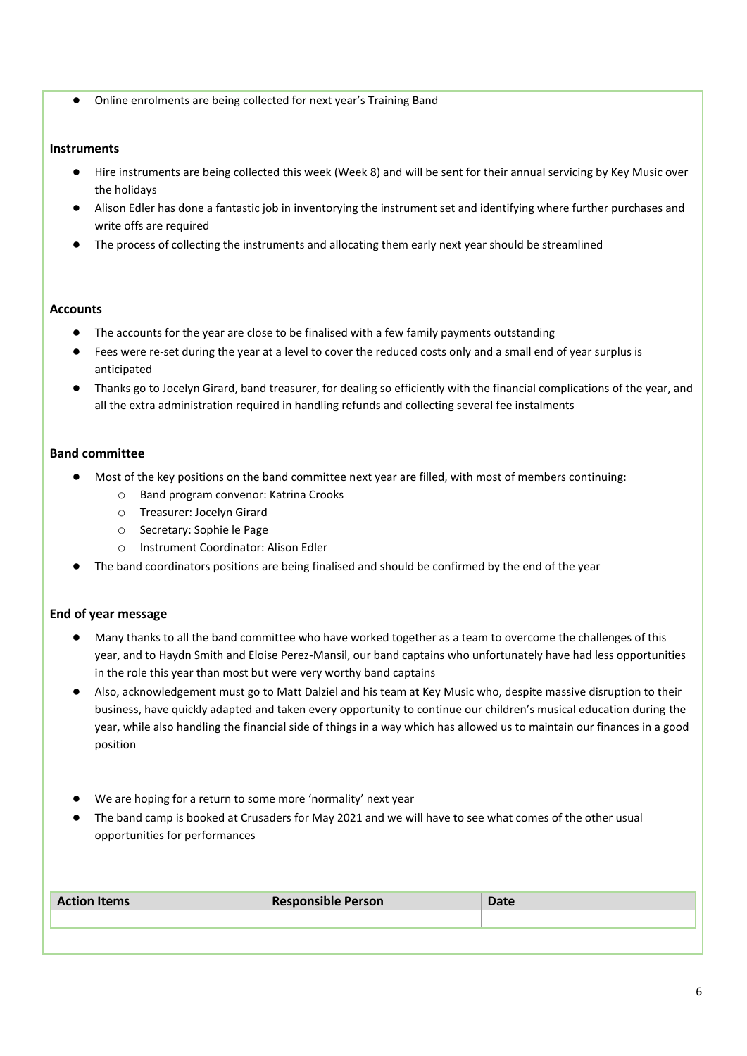- Online enrolments are being collected for next year's Training Band

**Instruments**

- Hire instruments are being collected this week (Week 8) and will be sent for their annual servicing by Key Music over the holidays
- Alison Edler has done a fantastic job in inventorying the instrument set and identifying where further purchases and write offs are required
- The process of collecting the instruments and allocating them early next year should be streamlined

**Accounts**

- The accounts for the year are close to be finalised with a few family payments outstanding
- Fees were re-set during the year at a level to cover the reduced costs only and a small end of year surplus is anticipated
- Thanks go to Jocelyn Girard, band treasurer, for dealing so efficiently with the financial complications of the year, and all the extra administration required in handling refunds and collecting several fee instalments

**Band committee**

- Most of the key positions on the band committee next year are filled, with most of members continuing:
  - Band program convenor: Katrina Crooks
  - Treasurer: Jocelyn Girard
  - Secretary: Sophie le Page
  - Instrument Coordinator: Alison Edler
- The band coordinators positions are being finalised and should be confirmed by the end of the year

**End of year message**

- Many thanks to all the band committee who have worked together as a team to overcome the challenges of this year, and to Haydn Smith and Eloise Perez-Mansil, our band captains who unfortunately have had less opportunities in the role this year than most but were very worthy band captains
- Also, acknowledgement must go to Matt Dalziel and his team at Key Music who, despite massive disruption to their business, have quickly adapted and taken every opportunity to continue our children's musical education during the year, while also handling the financial side of things in a way which has allowed us to maintain our finances in a good position

- We are hoping for a return to some more 'normality' next year
- The band camp is booked at Crusaders for May 2021 and we will have to see what comes of the other usual opportunities for performances

| Action Items | Responsible Person | Date |
| --- | --- | --- |
| | | |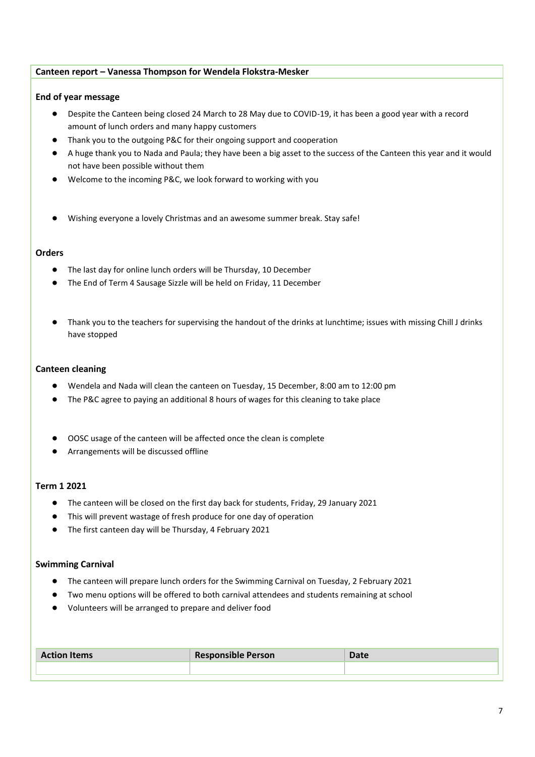**Canteen report – Vanessa Thompson for Wendela Flokstra-Mesker**

**End of year message**

- Despite the Canteen being closed 24 March to 28 May due to COVID-19, it has been a good year with a record amount of lunch orders and many happy customers
- Thank you to the outgoing P&C for their ongoing support and cooperation
- A huge thank you to Nada and Paula; they have been a big asset to the success of the Canteen this year and it would not have been possible without them
- Welcome to the incoming P&C, we look forward to working with you
- Wishing everyone a lovely Christmas and an awesome summer break. Stay safe!

**Orders**

- The last day for online lunch orders will be Thursday, 10 December
- The End of Term 4 Sausage Sizzle will be held on Friday, 11 December
- Thank you to the teachers for supervising the handout of the drinks at lunchtime; issues with missing Chill J drinks have stopped

**Canteen cleaning**

- Wendela and Nada will clean the canteen on Tuesday, 15 December, 8:00 am to 12:00 pm
- The P&C agree to paying an additional 8 hours of wages for this cleaning to take place
- OOSC usage of the canteen will be affected once the clean is complete
- Arrangements will be discussed offline

**Term 1 2021**

- The canteen will be closed on the first day back for students, Friday, 29 January 2021
- This will prevent wastage of fresh produce for one day of operation
- The first canteen day will be Thursday, 4 February 2021

**Swimming Carnival**

- The canteen will prepare lunch orders for the Swimming Carnival on Tuesday, 2 February 2021
- Two menu options will be offered to both carnival attendees and students remaining at school
- Volunteers will be arranged to prepare and deliver food

| Action Items | Responsible Person | Date |
|---|---|---|
| | | |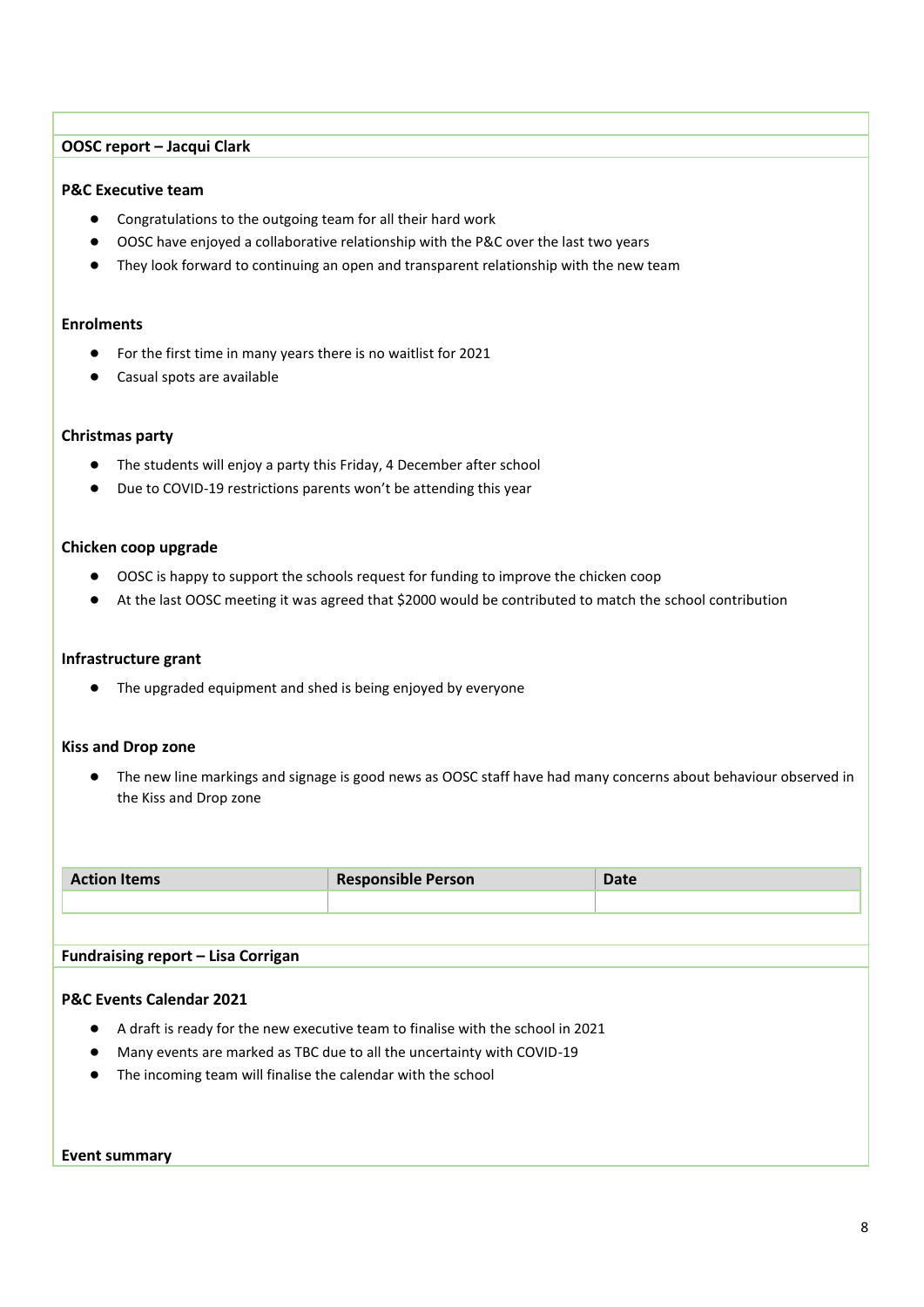**OOSC report – Jacqui Clark**

**P&C Executive team**

- Congratulations to the outgoing team for all their hard work
- OOSC have enjoyed a collaborative relationship with the P&C over the last two years
- They look forward to continuing an open and transparent relationship with the new team

**Enrolments**

- For the first time in many years there is no waitlist for 2021
- Casual spots are available

**Christmas party**

- The students will enjoy a party this Friday, 4 December after school
- Due to COVID-19 restrictions parents won't be attending this year

**Chicken coop upgrade**

- OOSC is happy to support the schools request for funding to improve the chicken coop
- At the last OOSC meeting it was agreed that $2000 would be contributed to match the school contribution

**Infrastructure grant**

- The upgraded equipment and shed is being enjoyed by everyone

**Kiss and Drop zone**

- The new line markings and signage is good news as OOSC staff have had many concerns about behaviour observed in the Kiss and Drop zone

| Action Items | Responsible Person | Date |
| --- | --- | --- |
| | | |

**Fundraising report – Lisa Corrigan**

**P&C Events Calendar 2021**

- A draft is ready for the new executive team to finalise with the school in 2021
- Many events are marked as TBC due to all the uncertainty with COVID-19
- The incoming team will finalise the calendar with the school

**Event summary**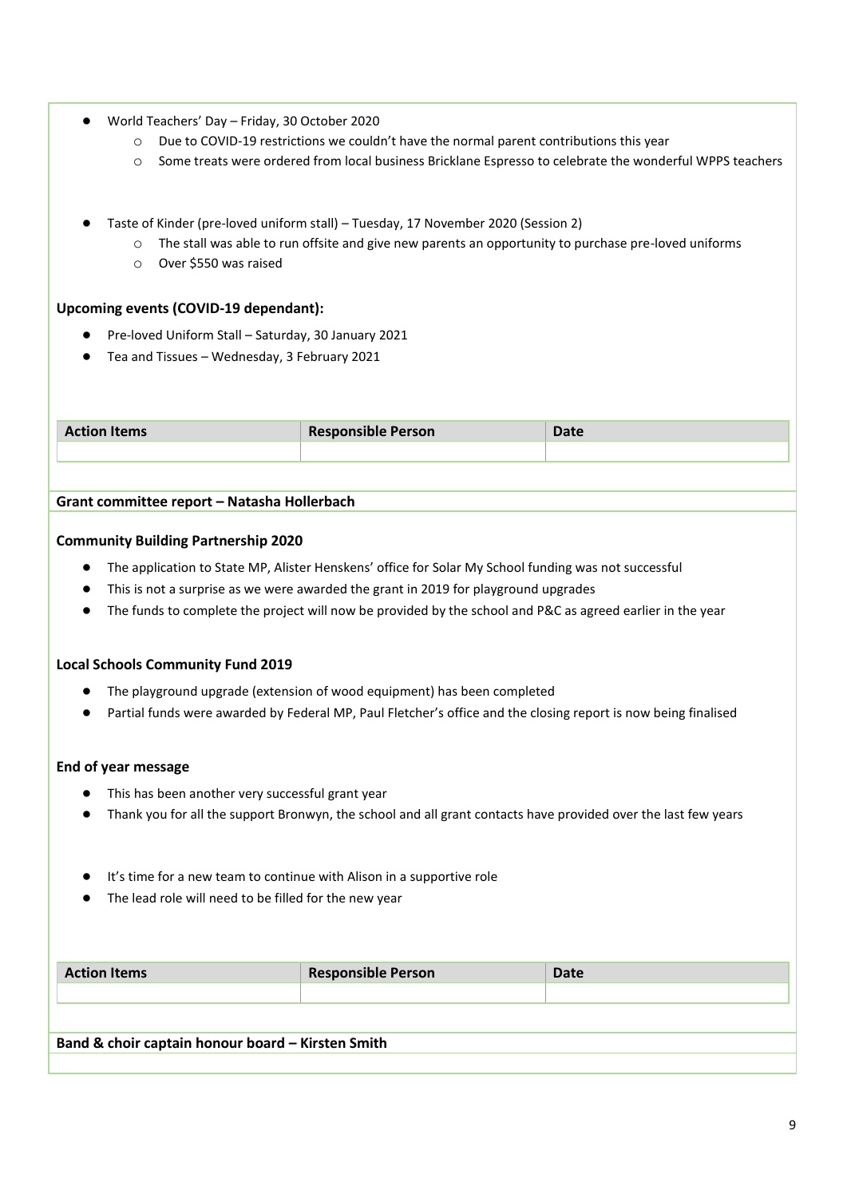- World Teachers' Day – Friday, 30 October 2020
  - Due to COVID-19 restrictions we couldn't have the normal parent contributions this year
  - Some treats were ordered from local business Bricklane Espresso to celebrate the wonderful WPPS teachers

- Taste of Kinder (pre-loved uniform stall) – Tuesday, 17 November 2020 (Session 2)
  - The stall was able to run offsite and give new parents an opportunity to purchase pre-loved uniforms
  - Over $550 was raised

**Upcoming events (COVID-19 dependant):**

- Pre-loved Uniform Stall – Saturday, 30 January 2021
- Tea and Tissues – Wednesday, 3 February 2021

| Action Items | Responsible Person | Date |
|---|---|---|
| | | |

**Grant committee report – Natasha Hollerbach**

**Community Building Partnership 2020**

- The application to State MP, Alister Henskens' office for Solar My School funding was not successful
- This is not a surprise as we were awarded the grant in 2019 for playground upgrades
- The funds to complete the project will now be provided by the school and P&C as agreed earlier in the year

**Local Schools Community Fund 2019**

- The playground upgrade (extension of wood equipment) has been completed
- Partial funds were awarded by Federal MP, Paul Fletcher's office and the closing report is now being finalised

**End of year message**

- This has been another very successful grant year
- Thank you for all the support Bronwyn, the school and all grant contacts have provided over the last few years

- It's time for a new team to continue with Alison in a supportive role
- The lead role will need to be filled for the new year

| Action Items | Responsible Person | Date |
|---|---|---|
| | | |

**Band & choir captain honour board – Kirsten Smith**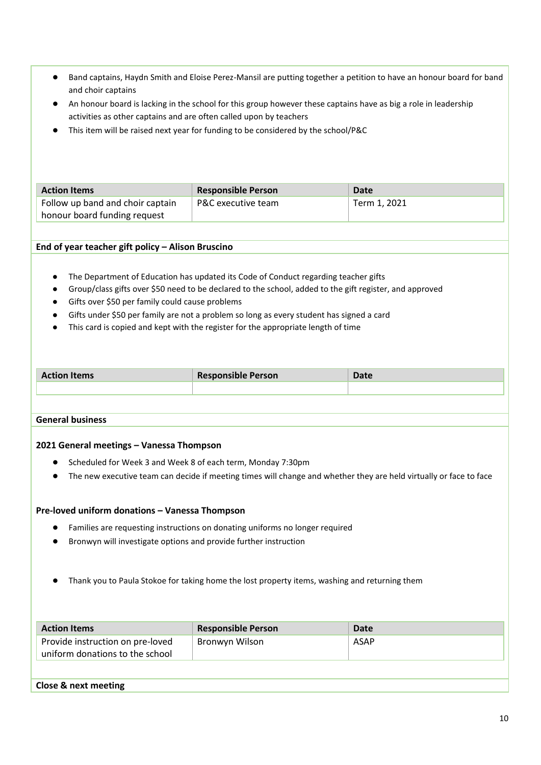- Band captains, Haydn Smith and Eloise Perez-Mansil are putting together a petition to have an honour board for band and choir captains
- An honour board is lacking in the school for this group however these captains have as big a role in leadership activities as other captains and are often called upon by teachers
- This item will be raised next year for funding to be considered by the school/P&C

| Action Items | Responsible Person | Date |
|---|---|---|
| Follow up band and choir captain honour board funding request | P&C executive team | Term 1, 2021 |

**End of year teacher gift policy – Alison Bruscino**

- The Department of Education has updated its Code of Conduct regarding teacher gifts
- Group/class gifts over $50 need to be declared to the school, added to the gift register, and approved
- Gifts over $50 per family could cause problems
- Gifts under $50 per family are not a problem so long as every student has signed a card
- This card is copied and kept with the register for the appropriate length of time

| Action Items | Responsible Person | Date |
|---|---|---|
| | | |

**General business**

**2021 General meetings – Vanessa Thompson**

- Scheduled for Week 3 and Week 8 of each term, Monday 7:30pm
- The new executive team can decide if meeting times will change and whether they are held virtually or face to face

**Pre-loved uniform donations – Vanessa Thompson**

- Families are requesting instructions on donating uniforms no longer required
- Bronwyn will investigate options and provide further instruction

- Thank you to Paula Stokoe for taking home the lost property items, washing and returning them

| Action Items | Responsible Person | Date |
|---|---|---|
| Provide instruction on pre-loved uniform donations to the school | Bronwyn Wilson | ASAP |

**Close & next meeting**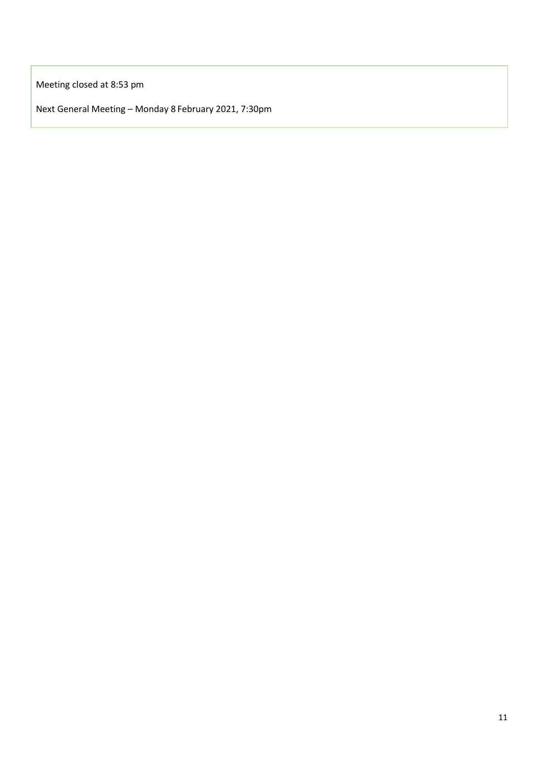Meeting closed at 8:53 pm

Next General Meeting – Monday 8 February 2021, 7:30pm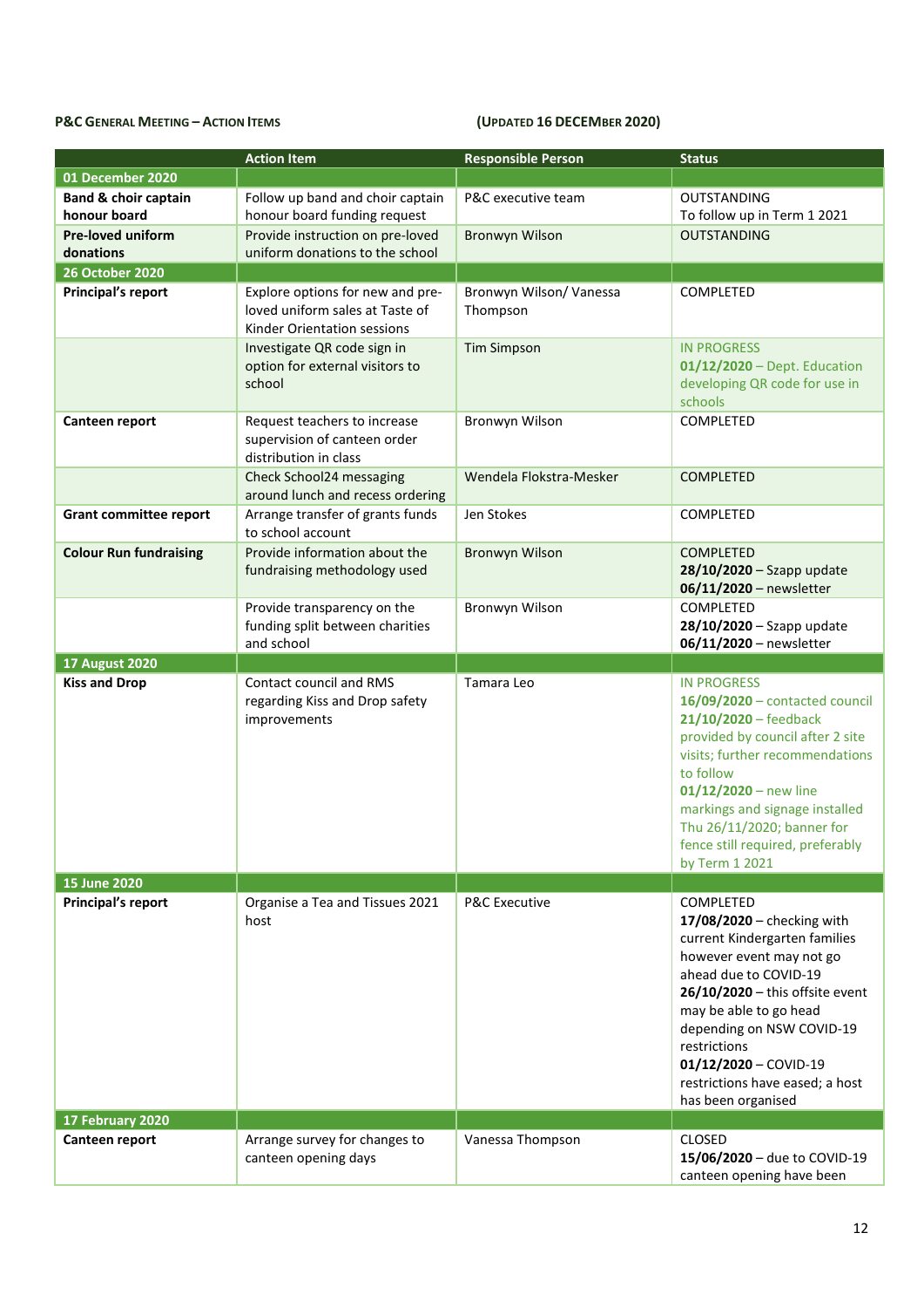**P&C GENERAL MEETING – ACTION ITEMS** **(UPDATED 16 DECEMBER 2020)**

| | Action Item | Responsible Person | Status |
|---|---|---|---|
| **01 December 2020** | | | |
| **Band & choir captain honour board** | Follow up band and choir captain honour board funding request | P&C executive team | OUTSTANDING<br>To follow up in Term 1 2021 |
| **Pre-loved uniform donations** | Provide instruction on pre-loved uniform donations to the school | Bronwyn Wilson | OUTSTANDING |
| **26 October 2020** | | | |
| **Principal's report** | Explore options for new and pre-loved uniform sales at Taste of Kinder Orientation sessions | Bronwyn Wilson/ Vanessa Thompson | COMPLETED |
| | Investigate QR code sign in option for external visitors to school | Tim Simpson | IN PROGRESS<br>**01/12/2020** – Dept. Education developing QR code for use in schools |
| **Canteen report** | Request teachers to increase supervision of canteen order distribution in class | Bronwyn Wilson | COMPLETED |
| | Check School24 messaging around lunch and recess ordering | Wendela Flokstra-Mesker | COMPLETED |
| **Grant committee report** | Arrange transfer of grants funds to school account | Jen Stokes | COMPLETED |
| **Colour Run fundraising** | Provide information about the fundraising methodology used | Bronwyn Wilson | COMPLETED<br>**28/10/2020** – Szapp update<br>**06/11/2020** – newsletter |
| | Provide transparency on the funding split between charities and school | Bronwyn Wilson | COMPLETED<br>**28/10/2020** – Szapp update<br>**06/11/2020** – newsletter |
| **17 August 2020** | | | |
| **Kiss and Drop** | Contact council and RMS regarding Kiss and Drop safety improvements | Tamara Leo | IN PROGRESS<br>**16/09/2020** – contacted council<br>**21/10/2020** – feedback provided by council after 2 site visits; further recommendations to follow<br>**01/12/2020** – new line markings and signage installed Thu 26/11/2020; banner for fence still required, preferably by Term 1 2021 |
| **15 June 2020** | | | |
| **Principal's report** | Organise a Tea and Tissues 2021 host | P&C Executive | COMPLETED<br>**17/08/2020** – checking with current Kindergarten families however event may not go ahead due to COVID-19<br>**26/10/2020** – this offsite event may be able to go head depending on NSW COVID-19 restrictions<br>**01/12/2020** – COVID-19 restrictions have eased; a host has been organised |
| **17 February 2020** | | | |
| **Canteen report** | Arrange survey for changes to canteen opening days | Vanessa Thompson | CLOSED<br>**15/06/2020** – due to COVID-19 canteen opening have been |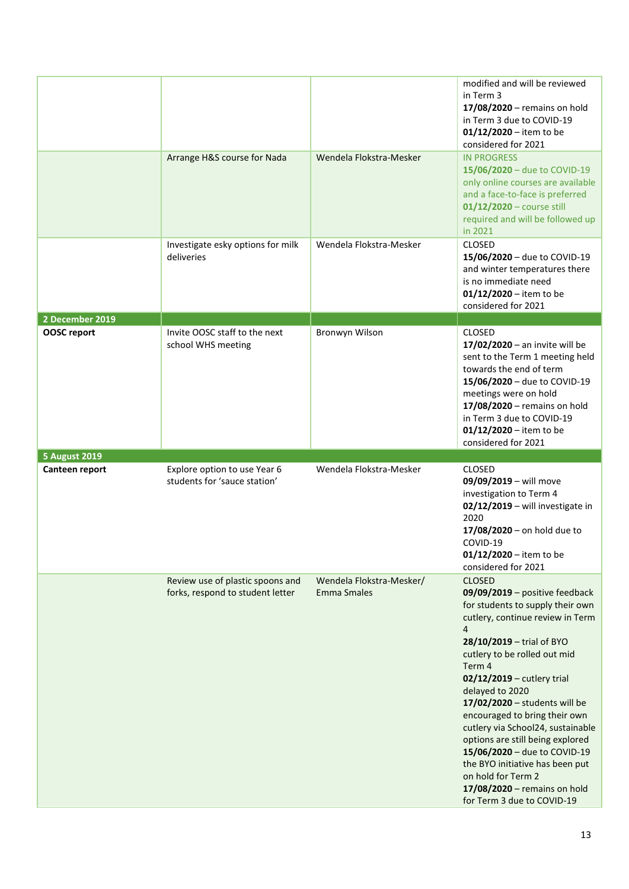| | | | |
|---|---|---|---|
| | | | modified and will be reviewed in Term 3<br>**17/08/2020** – remains on hold in Term 3 due to COVID-19<br>**01/12/2020** – item to be considered for 2021 |
| | Arrange H&S course for Nada | Wendela Flokstra-Mesker | IN PROGRESS<br>**15/06/2020** – due to COVID-19 only online courses are available and a face-to-face is preferred<br>**01/12/2020** – course still required and will be followed up in 2021 |
| | Investigate esky options for milk deliveries | Wendela Flokstra-Mesker | CLOSED<br>**15/06/2020** – due to COVID-19 and winter temperatures there is no immediate need<br>**01/12/2020** – item to be considered for 2021 |
| **2 December 2019** | | | |
| **OOSC report** | Invite OOSC staff to the next school WHS meeting | Bronwyn Wilson | CLOSED<br>**17/02/2020** – an invite will be sent to the Term 1 meeting held towards the end of term<br>**15/06/2020** – due to COVID-19 meetings were on hold<br>**17/08/2020** – remains on hold in Term 3 due to COVID-19<br>**01/12/2020** – item to be considered for 2021 |
| **5 August 2019** | | | |
| **Canteen report** | Explore option to use Year 6 students for 'sauce station' | Wendela Flokstra-Mesker | CLOSED<br>**09/09/2019** – will move investigation to Term 4<br>**02/12/2019** – will investigate in 2020<br>**17/08/2020** – on hold due to COVID-19<br>**01/12/2020** – item to be considered for 2021 |
| | Review use of plastic spoons and forks, respond to student letter | Wendela Flokstra-Mesker/ Emma Smales | CLOSED<br>**09/09/2019** – positive feedback for students to supply their own cutlery, continue review in Term 4<br>**28/10/2019** – trial of BYO cutlery to be rolled out mid Term 4<br>**02/12/2019** – cutlery trial delayed to 2020<br>**17/02/2020** – students will be encouraged to bring their own cutlery via School24, sustainable options are still being explored<br>**15/06/2020** – due to COVID-19 the BYO initiative has been put on hold for Term 2<br>**17/08/2020** – remains on hold for Term 3 due to COVID-19 |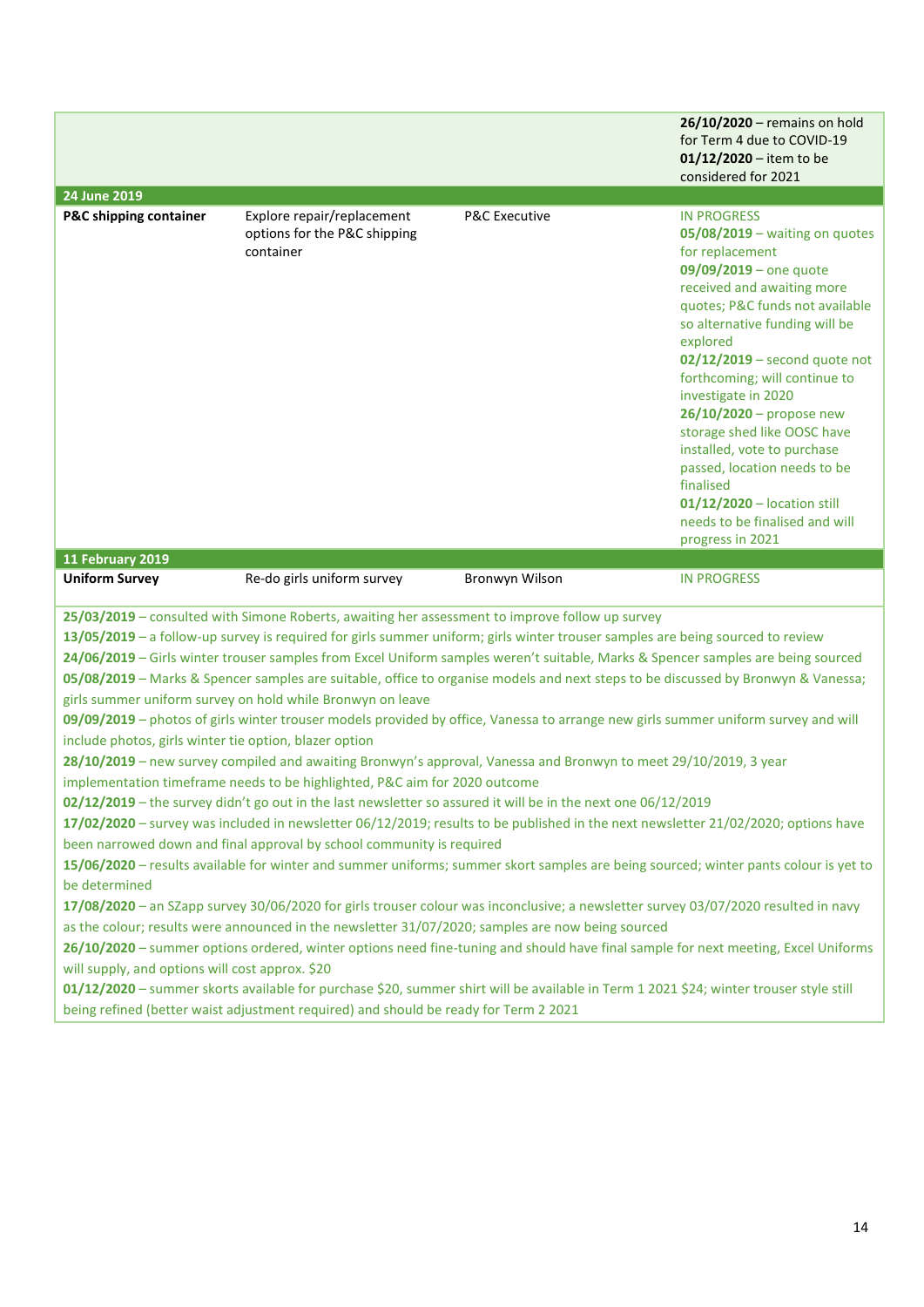| | | | |
|---|---|---|---|
| | | | **26/10/2020** – remains on hold for Term 4 due to COVID-19<br>**01/12/2020** – item to be considered for 2021 |
| **24 June 2019** | | | |
| **P&C shipping container** | Explore repair/replacement options for the P&C shipping container | P&C Executive | IN PROGRESS<br>**05/08/2019** – waiting on quotes for replacement<br>**09/09/2019** – one quote received and awaiting more quotes; P&C funds not available so alternative funding will be explored<br>**02/12/2019** – second quote not forthcoming; will continue to investigate in 2020<br>**26/10/2020** – propose new storage shed like OOSC have installed, vote to purchase passed, location needs to be finalised<br>**01/12/2020** – location still needs to be finalised and will progress in 2021 |
| **11 February 2019** | | | |
| **Uniform Survey** | Re-do girls uniform survey | Bronwyn Wilson | IN PROGRESS |

**25/03/2019** – consulted with Simone Roberts, awaiting her assessment to improve follow up survey
**13/05/2019** – a follow-up survey is required for girls summer uniform; girls winter trouser samples are being sourced to review
**24/06/2019** – Girls winter trouser samples from Excel Uniform samples weren't suitable, Marks & Spencer samples are being sourced
**05/08/2019** – Marks & Spencer samples are suitable, office to organise models and next steps to be discussed by Bronwyn & Vanessa; girls summer uniform survey on hold while Bronwyn on leave
**09/09/2019** – photos of girls winter trouser models provided by office, Vanessa to arrange new girls summer uniform survey and will include photos, girls winter tie option, blazer option
**28/10/2019** – new survey compiled and awaiting Bronwyn's approval, Vanessa and Bronwyn to meet 29/10/2019, 3 year implementation timeframe needs to be highlighted, P&C aim for 2020 outcome
**02/12/2019** – the survey didn't go out in the last newsletter so assured it will be in the next one 06/12/2019
**17/02/2020** – survey was included in newsletter 06/12/2019; results to be published in the next newsletter 21/02/2020; options have been narrowed down and final approval by school community is required
**15/06/2020** – results available for winter and summer uniforms; summer skort samples are being sourced; winter pants colour is yet to be determined
**17/08/2020** – an SZapp survey 30/06/2020 for girls trouser colour was inconclusive; a newsletter survey 03/07/2020 resulted in navy as the colour; results were announced in the newsletter 31/07/2020; samples are now being sourced
**26/10/2020** – summer options ordered, winter options need fine-tuning and should have final sample for next meeting, Excel Uniforms will supply, and options will cost approx. $20
**01/12/2020** – summer skorts available for purchase $20, summer shirt will be available in Term 1 2021 $24; winter trouser style still being refined (better waist adjustment required) and should be ready for Term 2 2021